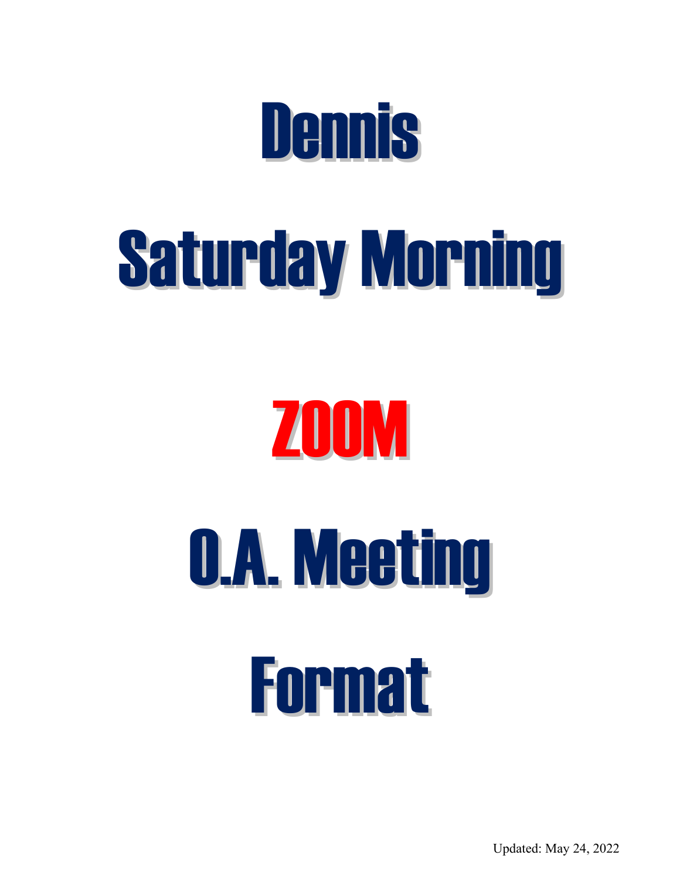# Dennis

# Saturday Morning

# ZOOM

# O.A. Meeting

# Format

Updated: May 24, 2022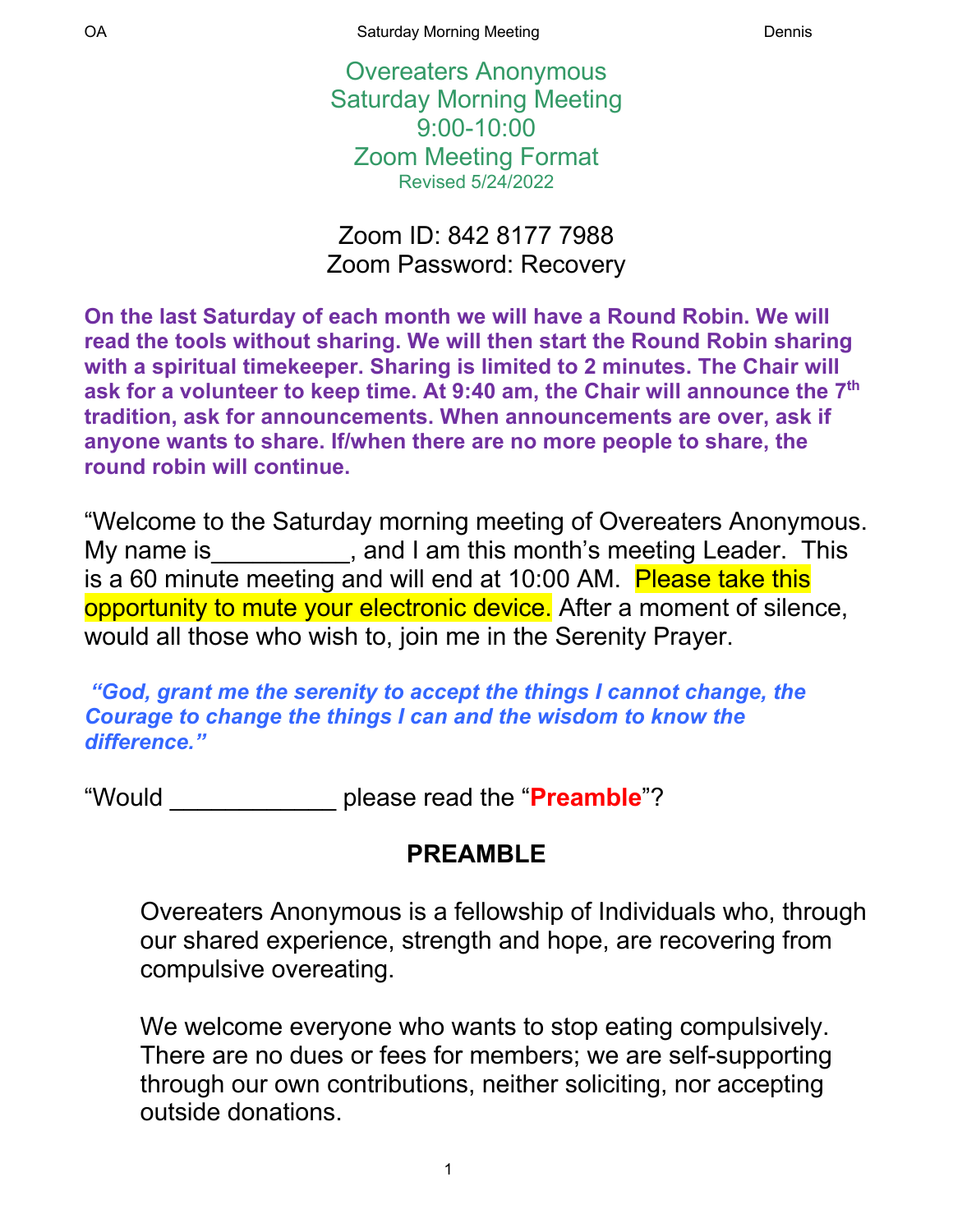# Overeaters Anonymous
# Saturday Morning Meeting
# 9:00-10:00
# Zoom Meeting Format

Revised 5/24/2022

Zoom ID: 842 8177 7988
Zoom Password: Recovery

**On the last Saturday of each month we will have a Round Robin. We will read the tools without sharing. We will then start the Round Robin sharing with a spiritual timekeeper. Sharing is limited to 2 minutes. The Chair will ask for a volunteer to keep time. At 9:40 am, the Chair will announce the 7th tradition, ask for announcements. When announcements are over, ask if anyone wants to share. If/when there are no more people to share, the round robin will continue.**

"Welcome to the Saturday morning meeting of Overeaters Anonymous. My name is__________, and I am this month's meeting Leader. This is a 60 minute meeting and will end at 10:00 AM. Please take this opportunity to mute your electronic device. After a moment of silence, would all those who wish to, join me in the Serenity Prayer.

***"God, grant me the serenity to accept the things I cannot change, the Courage to change the things I can and the wisdom to know the difference."***

"Would ____________ please read the "**Preamble**"?

## PREAMBLE

Overeaters Anonymous is a fellowship of Individuals who, through our shared experience, strength and hope, are recovering from compulsive overeating.

We welcome everyone who wants to stop eating compulsively. There are no dues or fees for members; we are self-supporting through our own contributions, neither soliciting, nor accepting outside donations.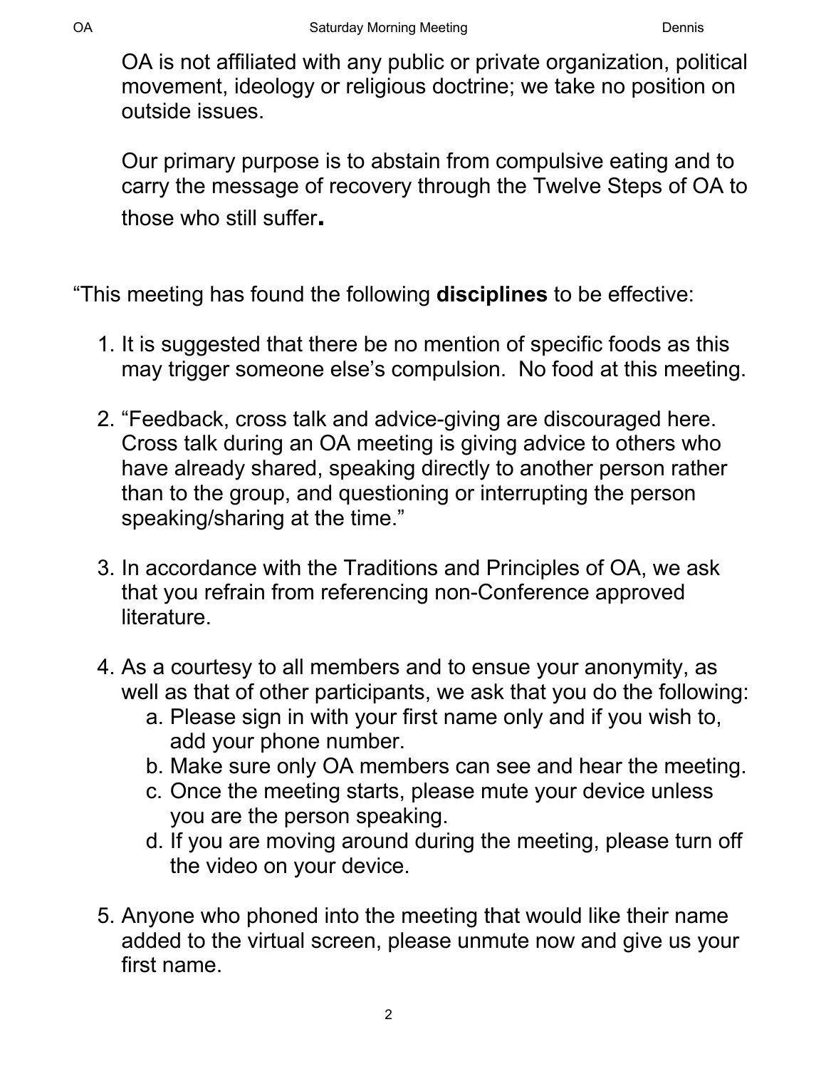OA is not affiliated with any public or private organization, political movement, ideology or religious doctrine; we take no position on outside issues.

Our primary purpose is to abstain from compulsive eating and to carry the message of recovery through the Twelve Steps of OA to those who still suffer.

“This meeting has found the following **disciplines** to be effective:

1. It is suggested that there be no mention of specific foods as this may trigger someone else’s compulsion.  No food at this meeting.

2. “Feedback, cross talk and advice-giving are discouraged here. Cross talk during an OA meeting is giving advice to others who have already shared, speaking directly to another person rather than to the group, and questioning or interrupting the person speaking/sharing at the time.”

3. In accordance with the Traditions and Principles of OA, we ask that you refrain from referencing non-Conference approved literature.

4. As a courtesy to all members and to ensue your anonymity, as well as that of other participants, we ask that you do the following:
   a. Please sign in with your first name only and if you wish to, add your phone number.
   b. Make sure only OA members can see and hear the meeting.
   c. Once the meeting starts, please mute your device unless you are the person speaking.
   d. If you are moving around during the meeting, please turn off the video on your device.

5. Anyone who phoned into the meeting that would like their name added to the virtual screen, please unmute now and give us your first name.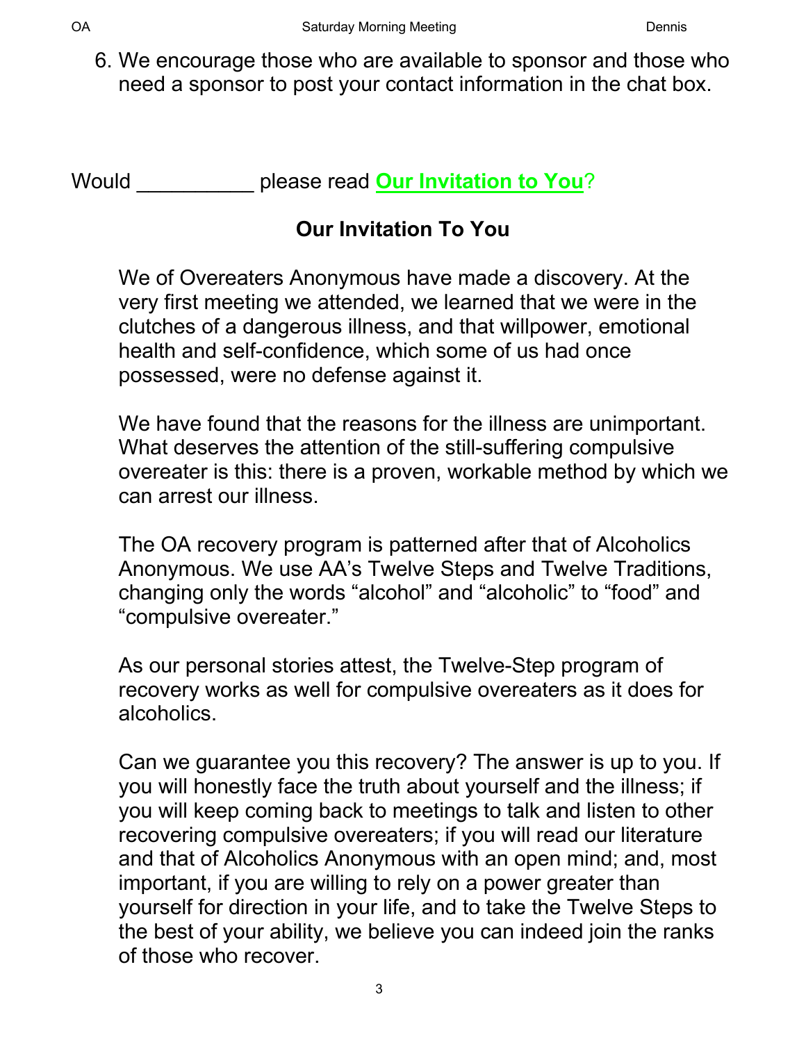6. We encourage those who are available to sponsor and those who need a sponsor to post your contact information in the chat box.

Would __________ please read **Our Invitation to You**?

## Our Invitation To You

We of Overeaters Anonymous have made a discovery. At the very first meeting we attended, we learned that we were in the clutches of a dangerous illness, and that willpower, emotional health and self-confidence, which some of us had once possessed, were no defense against it.

We have found that the reasons for the illness are unimportant. What deserves the attention of the still-suffering compulsive overeater is this: there is a proven, workable method by which we can arrest our illness.

The OA recovery program is patterned after that of Alcoholics Anonymous. We use AA's Twelve Steps and Twelve Traditions, changing only the words "alcohol" and "alcoholic" to "food" and "compulsive overeater."

As our personal stories attest, the Twelve-Step program of recovery works as well for compulsive overeaters as it does for alcoholics.

Can we guarantee you this recovery? The answer is up to you. If you will honestly face the truth about yourself and the illness; if you will keep coming back to meetings to talk and listen to other recovering compulsive overeaters; if you will read our literature and that of Alcoholics Anonymous with an open mind; and, most important, if you are willing to rely on a power greater than yourself for direction in your life, and to take the Twelve Steps to the best of your ability, we believe you can indeed join the ranks of those who recover.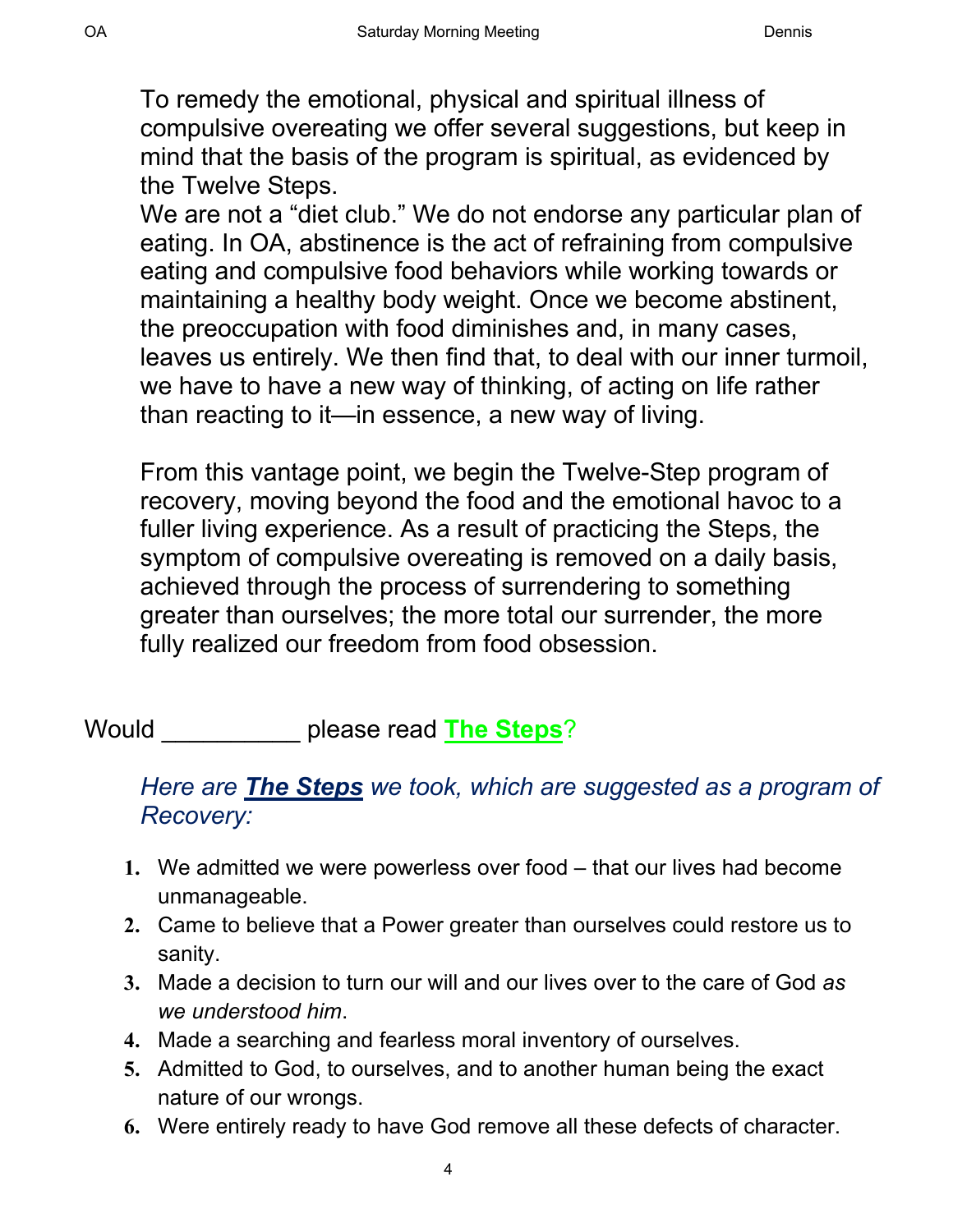To remedy the emotional, physical and spiritual illness of compulsive overeating we offer several suggestions, but keep in mind that the basis of the program is spiritual, as evidenced by the Twelve Steps.
We are not a “diet club.” We do not endorse any particular plan of eating. In OA, abstinence is the act of refraining from compulsive eating and compulsive food behaviors while working towards or maintaining a healthy body weight. Once we become abstinent, the preoccupation with food diminishes and, in many cases, leaves us entirely. We then find that, to deal with our inner turmoil, we have to have a new way of thinking, of acting on life rather than reacting to it—in essence, a new way of living.

From this vantage point, we begin the Twelve-Step program of recovery, moving beyond the food and the emotional havoc to a fuller living experience. As a result of practicing the Steps, the symptom of compulsive overeating is removed on a daily basis, achieved through the process of surrendering to something greater than ourselves; the more total our surrender, the more fully realized our freedom from food obsession.

Would __________ please read **The Steps**?

*Here are **The Steps** we took, which are suggested as a program of Recovery:*

1. We admitted we were powerless over food – that our lives had become unmanageable.
2. Came to believe that a Power greater than ourselves could restore us to sanity.
3. Made a decision to turn our will and our lives over to the care of God *as we understood him*.
4. Made a searching and fearless moral inventory of ourselves.
5. Admitted to God, to ourselves, and to another human being the exact nature of our wrongs.
6. Were entirely ready to have God remove all these defects of character.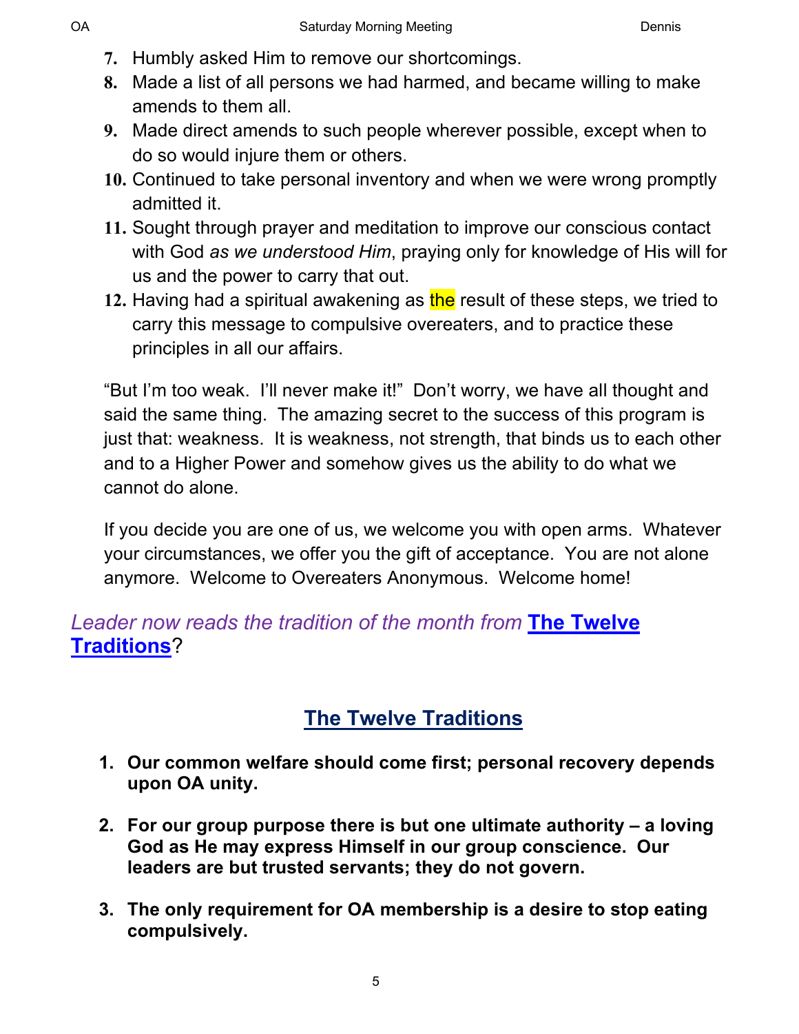7. Humbly asked Him to remove our shortcomings.
8. Made a list of all persons we had harmed, and became willing to make amends to them all.
9. Made direct amends to such people wherever possible, except when to do so would injure them or others.
10. Continued to take personal inventory and when we were wrong promptly admitted it.
11. Sought through prayer and meditation to improve our conscious contact with God *as we understood Him*, praying only for knowledge of His will for us and the power to carry that out.
12. Having had a spiritual awakening as the result of these steps, we tried to carry this message to compulsive overeaters, and to practice these principles in all our affairs.

"But I'm too weak. I'll never make it!" Don't worry, we have all thought and said the same thing. The amazing secret to the success of this program is just that: weakness. It is weakness, not strength, that binds us to each other and to a Higher Power and somehow gives us the ability to do what we cannot do alone.

If you decide you are one of us, we welcome you with open arms. Whatever your circumstances, we offer you the gift of acceptance. You are not alone anymore. Welcome to Overeaters Anonymous. Welcome home!

*Leader now reads the tradition of the month from* **The Twelve Traditions**?

## The Twelve Traditions

1. **Our common welfare should come first; personal recovery depends upon OA unity.**

2. **For our group purpose there is but one ultimate authority – a loving God as He may express Himself in our group conscience. Our leaders are but trusted servants; they do not govern.**

3. **The only requirement for OA membership is a desire to stop eating compulsively.**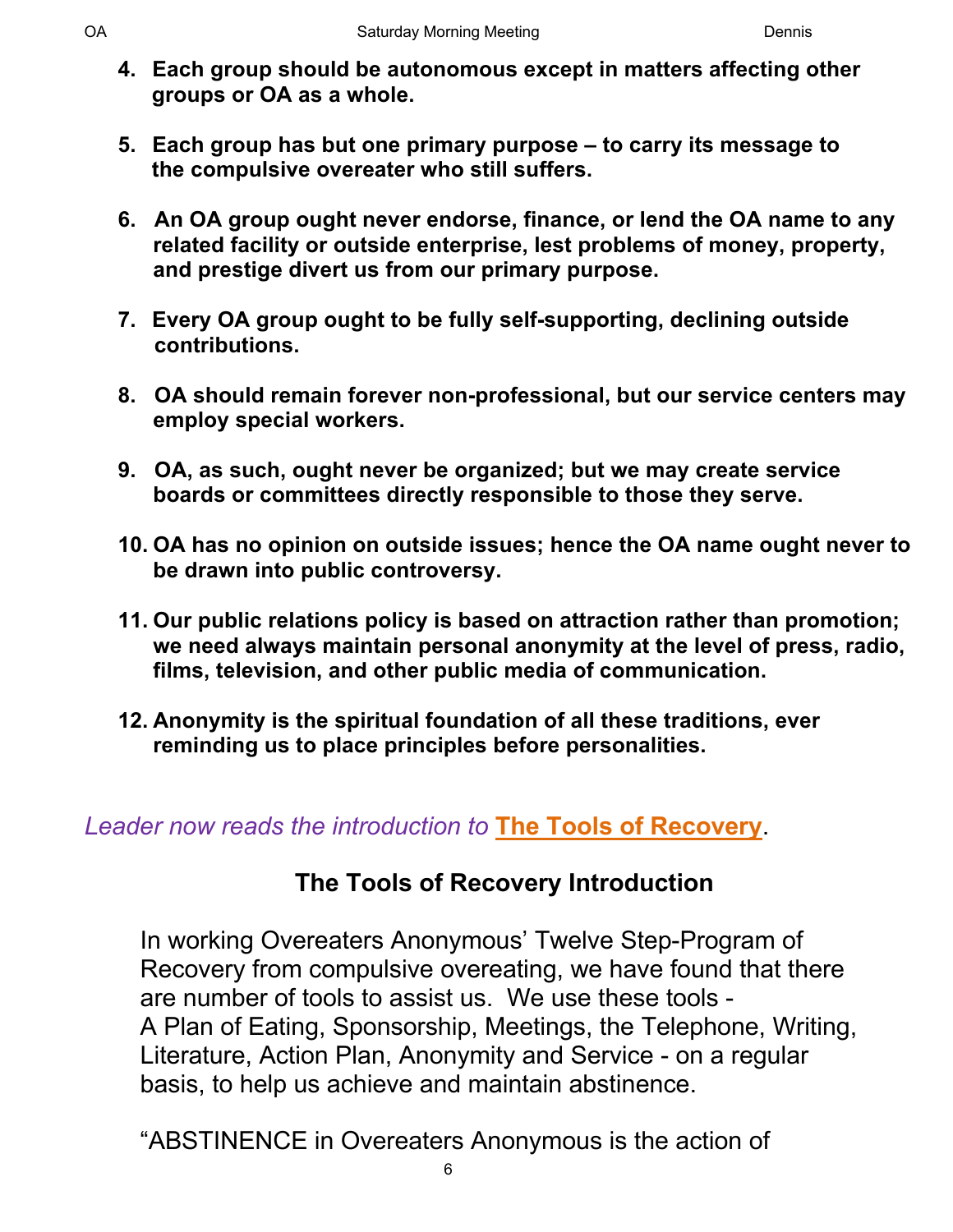4. **Each group should be autonomous except in matters affecting other groups or OA as a whole.**

5. **Each group has but one primary purpose – to carry its message to the compulsive overeater who still suffers.**

6. **An OA group ought never endorse, finance, or lend the OA name to any related facility or outside enterprise, lest problems of money, property, and prestige divert us from our primary purpose.**

7. **Every OA group ought to be fully self-supporting, declining outside contributions.**

8. **OA should remain forever non-professional, but our service centers may employ special workers.**

9. **OA, as such, ought never be organized; but we may create service boards or committees directly responsible to those they serve.**

10. **OA has no opinion on outside issues; hence the OA name ought never to be drawn into public controversy.**

11. **Our public relations policy is based on attraction rather than promotion; we need always maintain personal anonymity at the level of press, radio, films, television, and other public media of communication.**

12. **Anonymity is the spiritual foundation of all these traditions, ever reminding us to place principles before personalities.**

*Leader now reads the introduction to* **The Tools of Recovery**.

## The Tools of Recovery Introduction

In working Overeaters Anonymous' Twelve Step-Program of Recovery from compulsive overeating, we have found that there are number of tools to assist us. We use these tools - A Plan of Eating, Sponsorship, Meetings, the Telephone, Writing, Literature, Action Plan, Anonymity and Service - on a regular basis, to help us achieve and maintain abstinence.

"ABSTINENCE in Overeaters Anonymous is the action of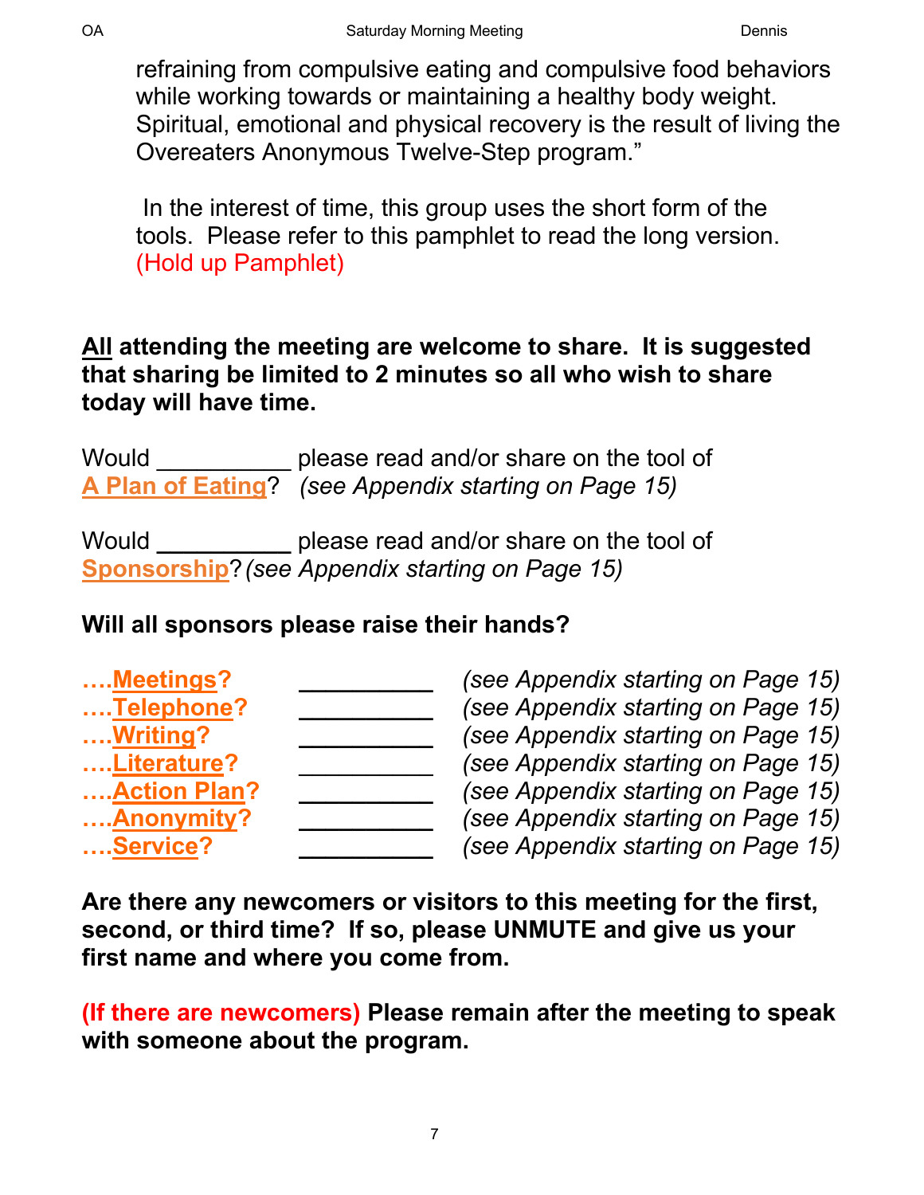refraining from compulsive eating and compulsive food behaviors while working towards or maintaining a healthy body weight. Spiritual, emotional and physical recovery is the result of living the Overeaters Anonymous Twelve-Step program."

In the interest of time, this group uses the short form of the tools. Please refer to this pamphlet to read the long version. (Hold up Pamphlet)

**All attending the meeting are welcome to share. It is suggested that sharing be limited to 2 minutes so all who wish to share today will have time.**

Would __________ please read and/or share on the tool of **A Plan of Eating**? *(see Appendix starting on Page 15)*

Would __________ please read and/or share on the tool of **Sponsorship**? *(see Appendix starting on Page 15)*

**Will all sponsors please raise their hands?**

| | | |
|---|---|---|
| **….Meetings?** | __________ | *(see Appendix starting on Page 15)* |
| **….Telephone?** | __________ | *(see Appendix starting on Page 15)* |
| **….Writing?** | __________ | *(see Appendix starting on Page 15)* |
| **….Literature?** | __________ | *(see Appendix starting on Page 15)* |
| **….Action Plan?** | __________ | *(see Appendix starting on Page 15)* |
| **….Anonymity?** | __________ | *(see Appendix starting on Page 15)* |
| **….Service?** | __________ | *(see Appendix starting on Page 15)* |

**Are there any newcomers or visitors to this meeting for the first, second, or third time? If so, please UNMUTE and give us your first name and where you come from.**

**(If there are newcomers) Please remain after the meeting to speak with someone about the program.**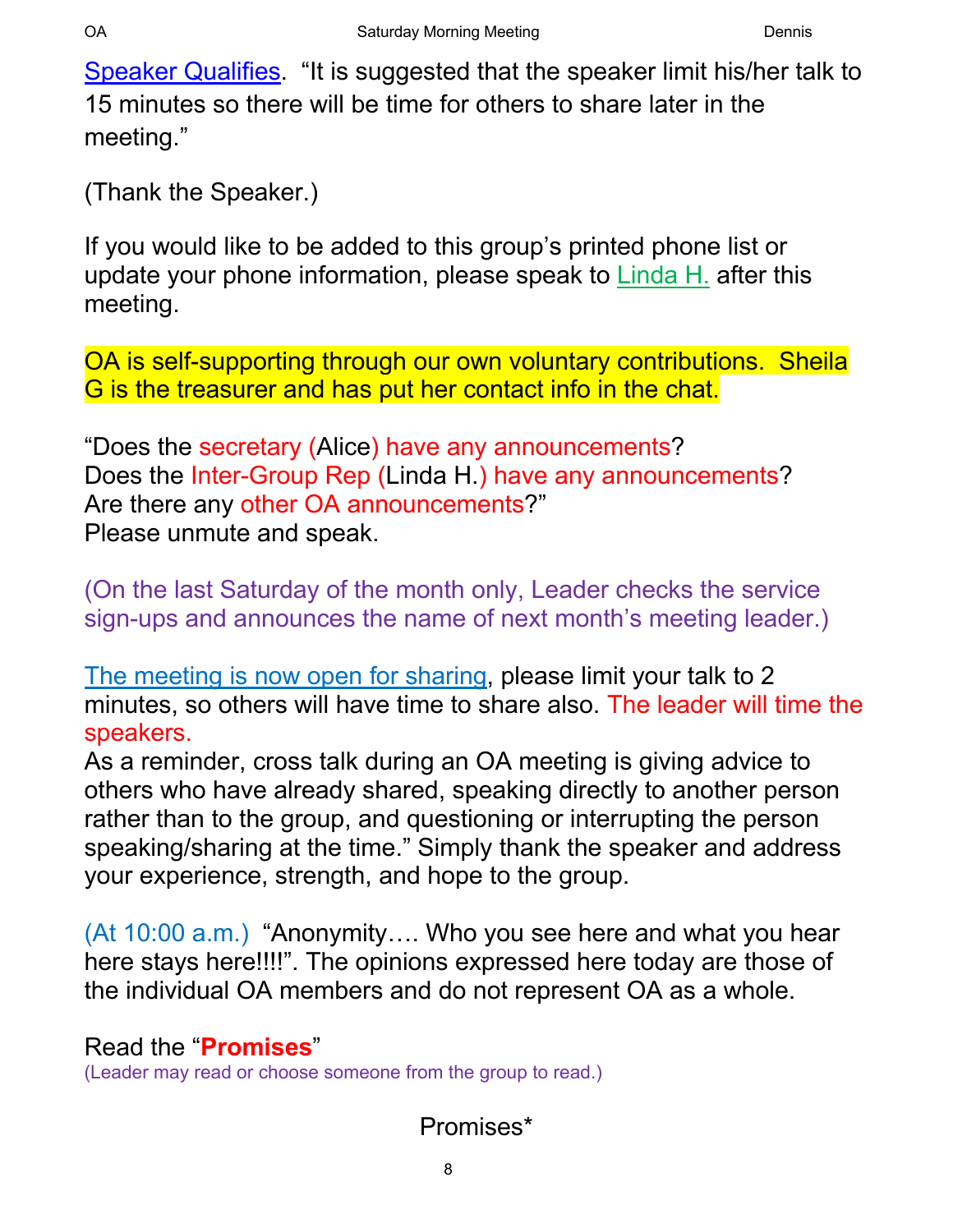Speaker Qualifies. "It is suggested that the speaker limit his/her talk to 15 minutes so there will be time for others to share later in the meeting."

(Thank the Speaker.)

If you would like to be added to this group's printed phone list or update your phone information, please speak to Linda H. after this meeting.

OA is self-supporting through our own voluntary contributions. Sheila G is the treasurer and has put her contact info in the chat.

"Does the secretary (Alice) have any announcements?
Does the Inter-Group Rep (Linda H.) have any announcements?
Are there any other OA announcements?"
Please unmute and speak.

(On the last Saturday of the month only, Leader checks the service sign-ups and announces the name of next month's meeting leader.)

The meeting is now open for sharing, please limit your talk to 2 minutes, so others will have time to share also. The leader will time the speakers.
As a reminder, cross talk during an OA meeting is giving advice to others who have already shared, speaking directly to another person rather than to the group, and questioning or interrupting the person speaking/sharing at the time." Simply thank the speaker and address your experience, strength, and hope to the group.

(At 10:00 a.m.) "Anonymity…. Who you see here and what you hear here stays here!!!!". The opinions expressed here today are those of the individual OA members and do not represent OA as a whole.

Read the "**Promises**"
(Leader may read or choose someone from the group to read.)

Promises*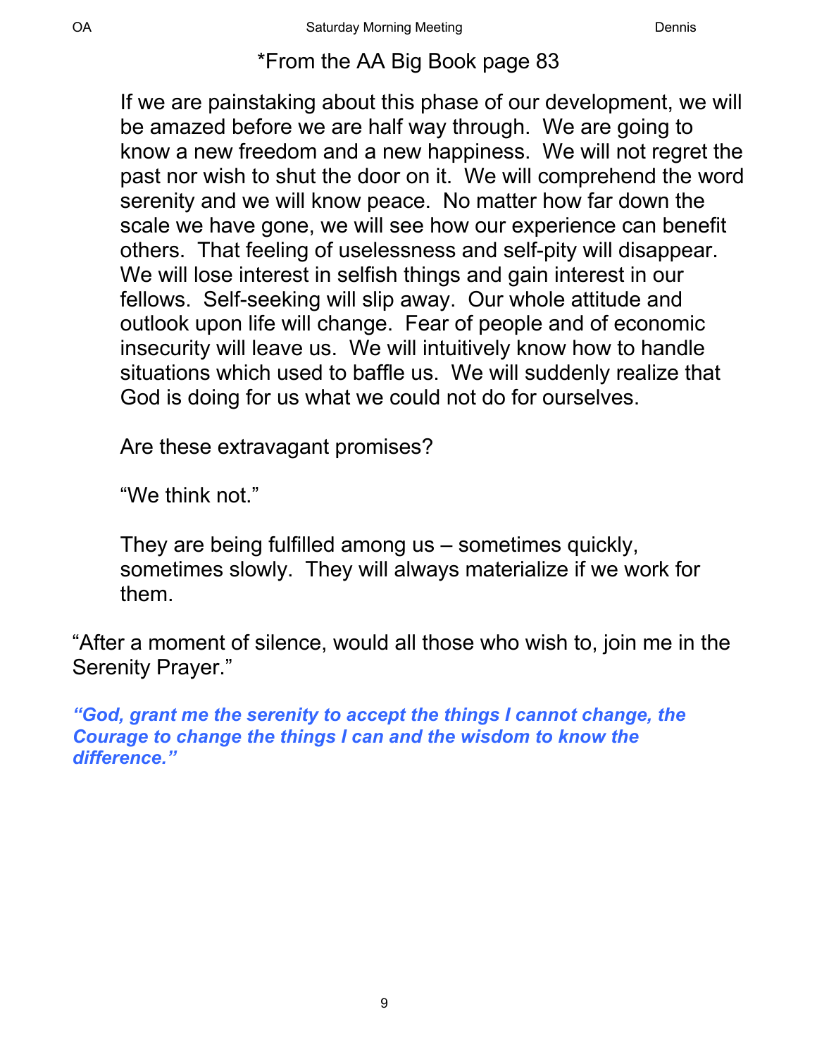*From the AA Big Book page 83

> If we are painstaking about this phase of our development, we will be amazed before we are half way through. We are going to know a new freedom and a new happiness. We will not regret the past nor wish to shut the door on it. We will comprehend the word serenity and we will know peace. No matter how far down the scale we have gone, we will see how our experience can benefit others. That feeling of uselessness and self-pity will disappear. We will lose interest in selfish things and gain interest in our fellows. Self-seeking will slip away. Our whole attitude and outlook upon life will change. Fear of people and of economic insecurity will leave us. We will intuitively know how to handle situations which used to baffle us. We will suddenly realize that God is doing for us what we could not do for ourselves.
>
> Are these extravagant promises?
>
> "We think not."
>
> They are being fulfilled among us – sometimes quickly, sometimes slowly. They will always materialize if we work for them.

"After a moment of silence, would all those who wish to, join me in the Serenity Prayer."

***"God, grant me the serenity to accept the things I cannot change, the Courage to change the things I can and the wisdom to know the difference."***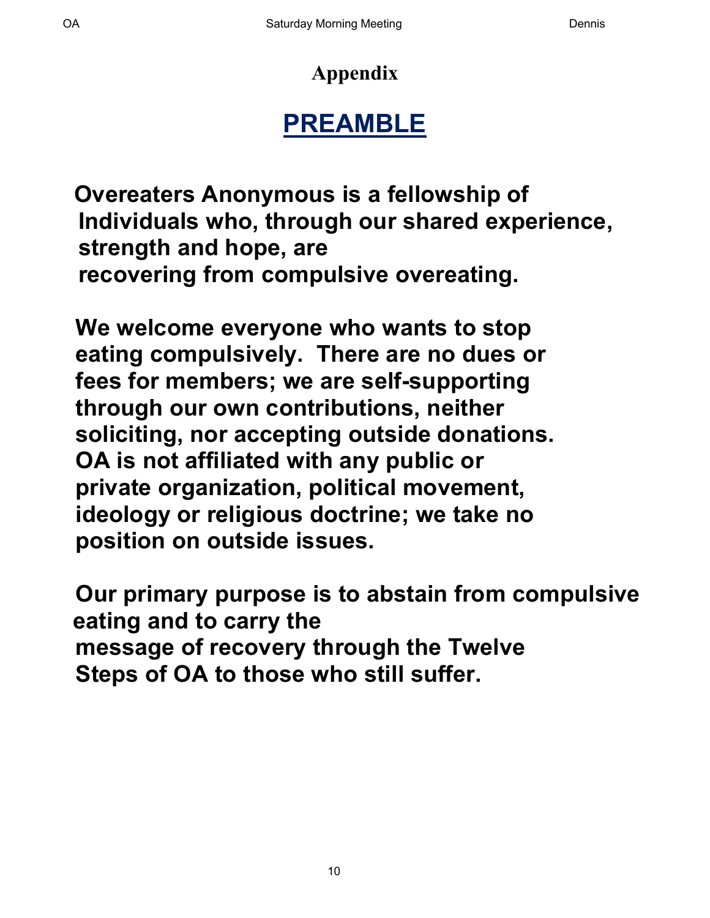# Appendix

## PREAMBLE

**Overeaters Anonymous is a fellowship of Individuals who, through our shared experience, strength and hope, are recovering from compulsive overeating.**

**We welcome everyone who wants to stop eating compulsively. There are no dues or fees for members; we are self-supporting through our own contributions, neither soliciting, nor accepting outside donations. OA is not affiliated with any public or private organization, political movement, ideology or religious doctrine; we take no position on outside issues.**

**Our primary purpose is to abstain from compulsive eating and to carry the message of recovery through the Twelve Steps of OA to those who still suffer.**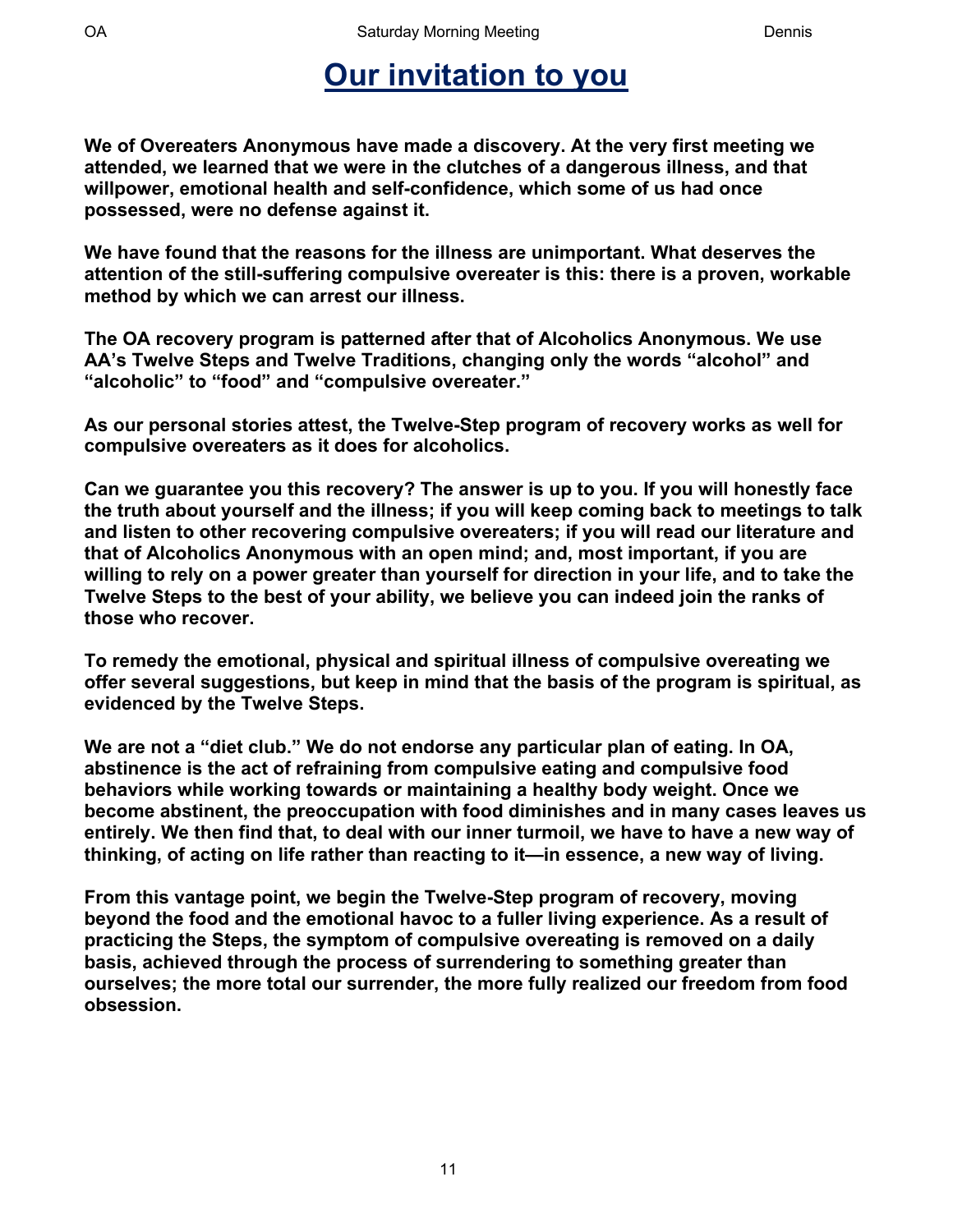# Our invitation to you

**We of Overeaters Anonymous have made a discovery. At the very first meeting we attended, we learned that we were in the clutches of a dangerous illness, and that willpower, emotional health and self-confidence, which some of us had once possessed, were no defense against it.**

**We have found that the reasons for the illness are unimportant. What deserves the attention of the still-suffering compulsive overeater is this: there is a proven, workable method by which we can arrest our illness.**

**The OA recovery program is patterned after that of Alcoholics Anonymous. We use AA's Twelve Steps and Twelve Traditions, changing only the words "alcohol" and "alcoholic" to "food" and "compulsive overeater."**

**As our personal stories attest, the Twelve-Step program of recovery works as well for compulsive overeaters as it does for alcoholics.**

**Can we guarantee you this recovery? The answer is up to you. If you will honestly face the truth about yourself and the illness; if you will keep coming back to meetings to talk and listen to other recovering compulsive overeaters; if you will read our literature and that of Alcoholics Anonymous with an open mind; and, most important, if you are willing to rely on a power greater than yourself for direction in your life, and to take the Twelve Steps to the best of your ability, we believe you can indeed join the ranks of those who recover.**

**To remedy the emotional, physical and spiritual illness of compulsive overeating we offer several suggestions, but keep in mind that the basis of the program is spiritual, as evidenced by the Twelve Steps.**

**We are not a "diet club." We do not endorse any particular plan of eating. In OA, abstinence is the act of refraining from compulsive eating and compulsive food behaviors while working towards or maintaining a healthy body weight. Once we become abstinent, the preoccupation with food diminishes and in many cases leaves us entirely. We then find that, to deal with our inner turmoil, we have to have a new way of thinking, of acting on life rather than reacting to it—in essence, a new way of living.**

**From this vantage point, we begin the Twelve-Step program of recovery, moving beyond the food and the emotional havoc to a fuller living experience. As a result of practicing the Steps, the symptom of compulsive overeating is removed on a daily basis, achieved through the process of surrendering to something greater than ourselves; the more total our surrender, the more fully realized our freedom from food obsession.**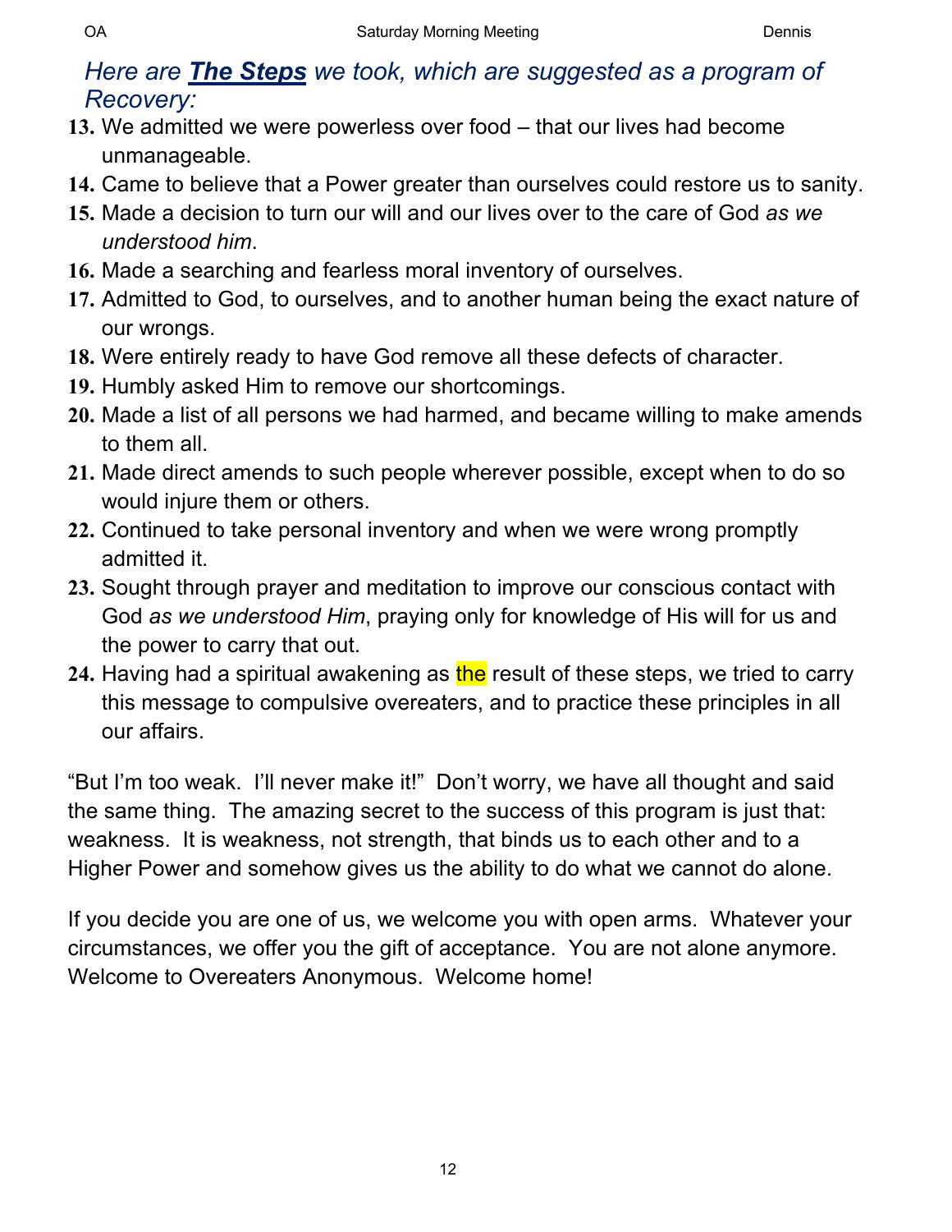*Here are **The Steps** we took, which are suggested as a program of Recovery:*

13. We admitted we were powerless over food – that our lives had become unmanageable.
14. Came to believe that a Power greater than ourselves could restore us to sanity.
15. Made a decision to turn our will and our lives over to the care of God *as we understood him*.
16. Made a searching and fearless moral inventory of ourselves.
17. Admitted to God, to ourselves, and to another human being the exact nature of our wrongs.
18. Were entirely ready to have God remove all these defects of character.
19. Humbly asked Him to remove our shortcomings.
20. Made a list of all persons we had harmed, and became willing to make amends to them all.
21. Made direct amends to such people wherever possible, except when to do so would injure them or others.
22. Continued to take personal inventory and when we were wrong promptly admitted it.
23. Sought through prayer and meditation to improve our conscious contact with God *as we understood Him*, praying only for knowledge of His will for us and the power to carry that out.
24. Having had a spiritual awakening as the result of these steps, we tried to carry this message to compulsive overeaters, and to practice these principles in all our affairs.

"But I'm too weak. I'll never make it!" Don't worry, we have all thought and said the same thing. The amazing secret to the success of this program is just that: weakness. It is weakness, not strength, that binds us to each other and to a Higher Power and somehow gives us the ability to do what we cannot do alone.

If you decide you are one of us, we welcome you with open arms. Whatever your circumstances, we offer you the gift of acceptance. You are not alone anymore. Welcome to Overeaters Anonymous. Welcome home!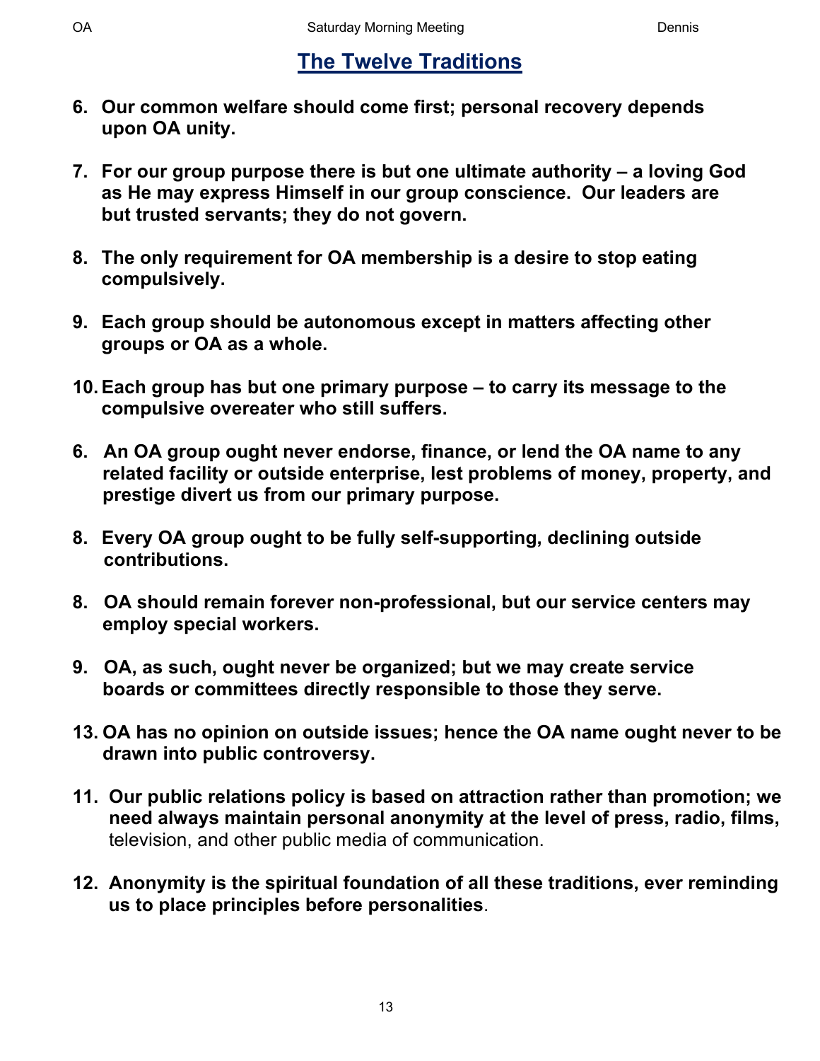## The Twelve Traditions

6. **Our common welfare should come first; personal recovery depends upon OA unity.**

7. **For our group purpose there is but one ultimate authority – a loving God as He may express Himself in our group conscience. Our leaders are but trusted servants; they do not govern.**

8. **The only requirement for OA membership is a desire to stop eating compulsively.**

9. **Each group should be autonomous except in matters affecting other groups or OA as a whole.**

10. **Each group has but one primary purpose – to carry its message to the compulsive overeater who still suffers.**

6. **An OA group ought never endorse, finance, or lend the OA name to any related facility or outside enterprise, lest problems of money, property, and prestige divert us from our primary purpose.**

8. **Every OA group ought to be fully self-supporting, declining outside contributions.**

8. **OA should remain forever non-professional, but our service centers may employ special workers.**

9. **OA, as such, ought never be organized; but we may create service boards or committees directly responsible to those they serve.**

13. **OA has no opinion on outside issues; hence the OA name ought never to be drawn into public controversy.**

11. **Our public relations policy is based on attraction rather than promotion; we need always maintain personal anonymity at the level of press, radio, films,** television, and other public media of communication.

12. **Anonymity is the spiritual foundation of all these traditions, ever reminding us to place principles before personalities**.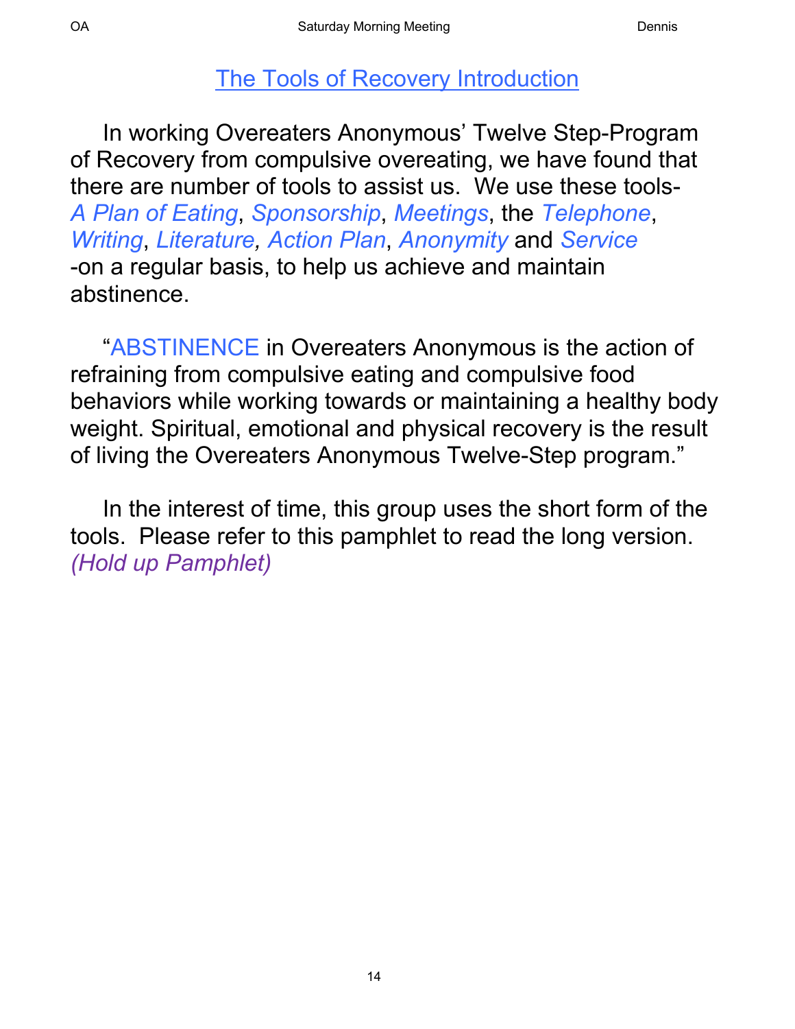## The Tools of Recovery Introduction

In working Overeaters Anonymous' Twelve Step-Program of Recovery from compulsive overeating, we have found that there are number of tools to assist us. We use these tools- *A Plan of Eating*, *Sponsorship*, *Meetings*, the *Telephone*, *Writing*, *Literature, Action Plan*, *Anonymity* and *Service* -on a regular basis, to help us achieve and maintain abstinence.

"ABSTINENCE in Overeaters Anonymous is the action of refraining from compulsive eating and compulsive food behaviors while working towards or maintaining a healthy body weight. Spiritual, emotional and physical recovery is the result of living the Overeaters Anonymous Twelve-Step program."

In the interest of time, this group uses the short form of the tools. Please refer to this pamphlet to read the long version. *(Hold up Pamphlet)*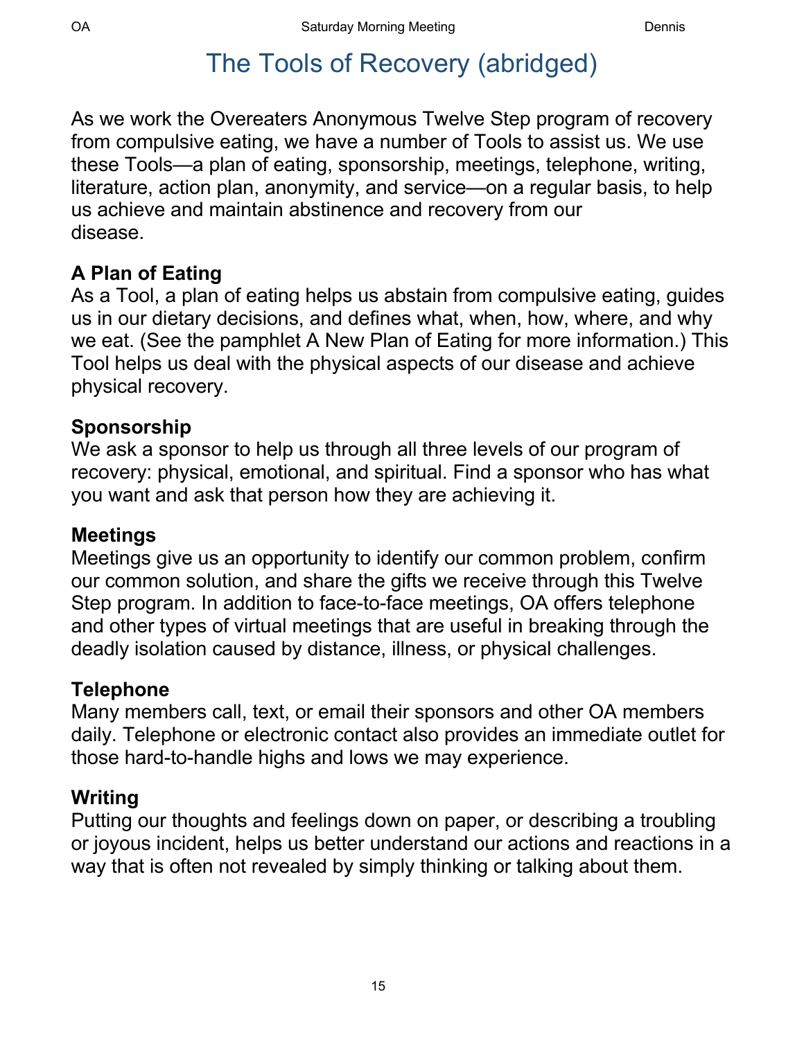# The Tools of Recovery (abridged)

As we work the Overeaters Anonymous Twelve Step program of recovery from compulsive eating, we have a number of Tools to assist us. We use these Tools—a plan of eating, sponsorship, meetings, telephone, writing, literature, action plan, anonymity, and service—on a regular basis, to help us achieve and maintain abstinence and recovery from our disease.

**A Plan of Eating**
As a Tool, a plan of eating helps us abstain from compulsive eating, guides us in our dietary decisions, and defines what, when, how, where, and why we eat. (See the pamphlet A New Plan of Eating for more information.) This Tool helps us deal with the physical aspects of our disease and achieve physical recovery.

**Sponsorship**
We ask a sponsor to help us through all three levels of our program of recovery: physical, emotional, and spiritual. Find a sponsor who has what you want and ask that person how they are achieving it.

**Meetings**
Meetings give us an opportunity to identify our common problem, confirm our common solution, and share the gifts we receive through this Twelve Step program. In addition to face-to-face meetings, OA offers telephone and other types of virtual meetings that are useful in breaking through the deadly isolation caused by distance, illness, or physical challenges.

**Telephone**
Many members call, text, or email their sponsors and other OA members daily. Telephone or electronic contact also provides an immediate outlet for those hard-to-handle highs and lows we may experience.

**Writing**
Putting our thoughts and feelings down on paper, or describing a troubling or joyous incident, helps us better understand our actions and reactions in a way that is often not revealed by simply thinking or talking about them.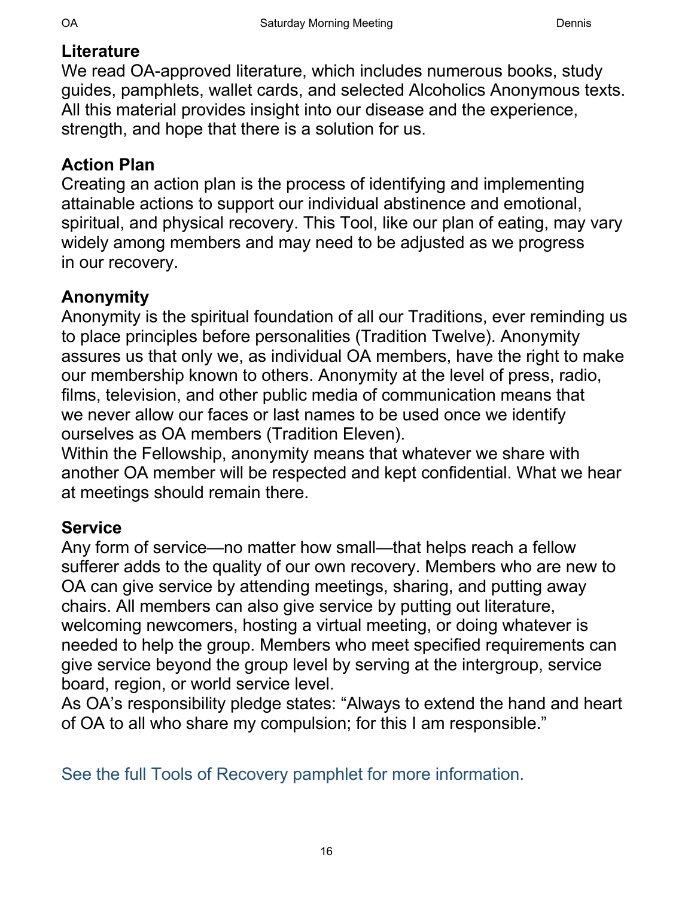## Literature

We read OA-approved literature, which includes numerous books, study guides, pamphlets, wallet cards, and selected Alcoholics Anonymous texts. All this material provides insight into our disease and the experience, strength, and hope that there is a solution for us.

## Action Plan

Creating an action plan is the process of identifying and implementing attainable actions to support our individual abstinence and emotional, spiritual, and physical recovery. This Tool, like our plan of eating, may vary widely among members and may need to be adjusted as we progress in our recovery.

## Anonymity

Anonymity is the spiritual foundation of all our Traditions, ever reminding us to place principles before personalities (Tradition Twelve). Anonymity assures us that only we, as individual OA members, have the right to make our membership known to others. Anonymity at the level of press, radio, films, television, and other public media of communication means that we never allow our faces or last names to be used once we identify ourselves as OA members (Tradition Eleven).

Within the Fellowship, anonymity means that whatever we share with another OA member will be respected and kept confidential. What we hear at meetings should remain there.

## Service

Any form of service—no matter how small—that helps reach a fellow sufferer adds to the quality of our own recovery. Members who are new to OA can give service by attending meetings, sharing, and putting away chairs. All members can also give service by putting out literature, welcoming newcomers, hosting a virtual meeting, or doing whatever is needed to help the group. Members who meet specified requirements can give service beyond the group level by serving at the intergroup, service board, region, or world service level.

As OA's responsibility pledge states: "Always to extend the hand and heart of OA to all who share my compulsion; for this I am responsible."

See the full Tools of Recovery pamphlet for more information.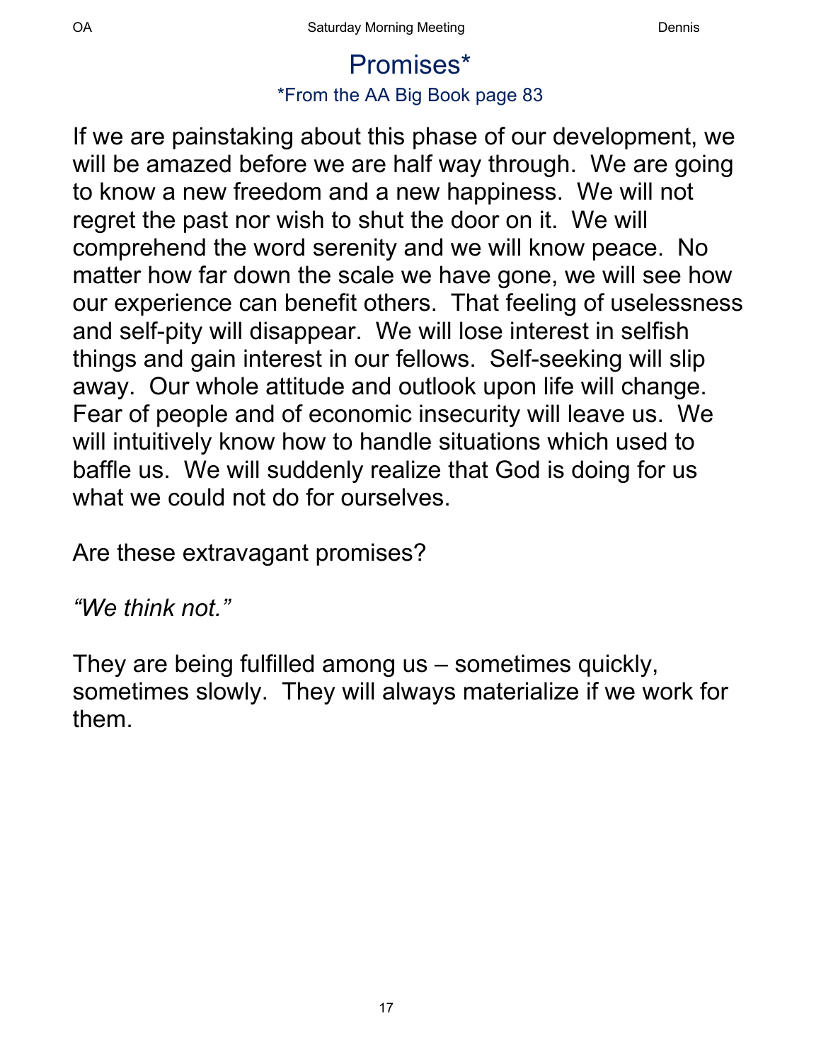# Promises*

*From the AA Big Book page 83

If we are painstaking about this phase of our development, we will be amazed before we are half way through. We are going to know a new freedom and a new happiness. We will not regret the past nor wish to shut the door on it. We will comprehend the word serenity and we will know peace. No matter how far down the scale we have gone, we will see how our experience can benefit others. That feeling of uselessness and self-pity will disappear. We will lose interest in selfish things and gain interest in our fellows. Self-seeking will slip away. Our whole attitude and outlook upon life will change. Fear of people and of economic insecurity will leave us. We will intuitively know how to handle situations which used to baffle us. We will suddenly realize that God is doing for us what we could not do for ourselves.

Are these extravagant promises?

*"We think not."*

They are being fulfilled among us – sometimes quickly, sometimes slowly. They will always materialize if we work for them.